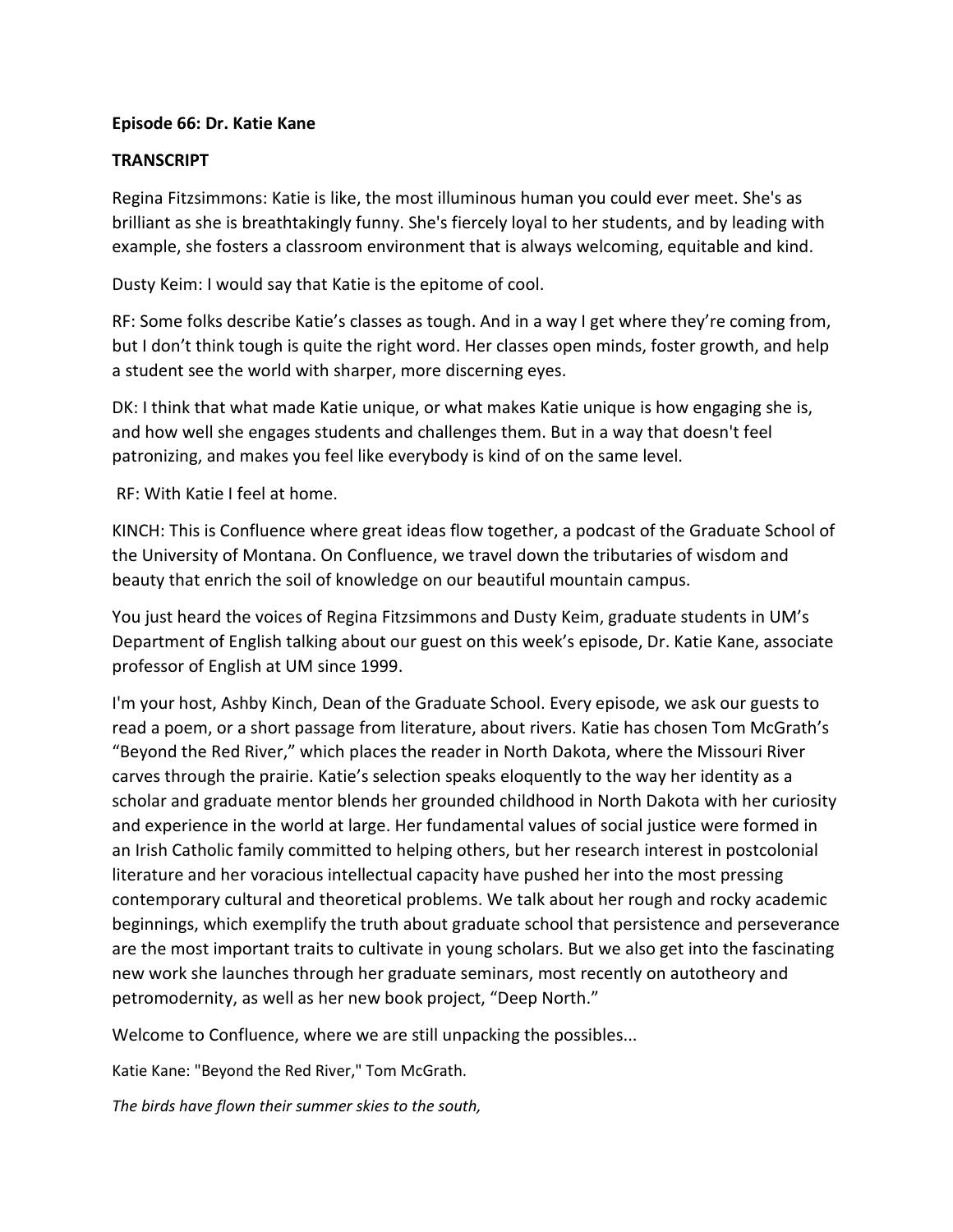**Episode 66: Dr. Katie Kane**

**TRANSCRIPT**

Regina Fitzsimmons: Katie is like, the most illuminous human you could ever meet. She's as brilliant as she is breathtakingly funny. She's fiercely loyal to her students, and by leading with example, she fosters a classroom environment that is always welcoming, equitable and kind.

Dusty Keim: I would say that Katie is the epitome of cool.

RF: Some folks describe Katie's classes as tough. And in a way I get where they're coming from, but I don't think tough is quite the right word. Her classes open minds, foster growth, and help a student see the world with sharper, more discerning eyes.

DK: I think that what made Katie unique, or what makes Katie unique is how engaging she is, and how well she engages students and challenges them. But in a way that doesn't feel patronizing, and makes you feel like everybody is kind of on the same level.

RF: With Katie I feel at home.

KINCH: This is Confluence where great ideas flow together, a podcast of the Graduate School of the University of Montana. On Confluence, we travel down the tributaries of wisdom and beauty that enrich the soil of knowledge on our beautiful mountain campus.

You just heard the voices of Regina Fitzsimmons and Dusty Keim, graduate students in UM's Department of English talking about our guest on this week's episode, Dr. Katie Kane, associate professor of English at UM since 1999.

I'm your host, Ashby Kinch, Dean of the Graduate School. Every episode, we ask our guests to read a poem, or a short passage from literature, about rivers. Katie has chosen Tom McGrath's "Beyond the Red River," which places the reader in North Dakota, where the Missouri River carves through the prairie. Katie's selection speaks eloquently to the way her identity as a scholar and graduate mentor blends her grounded childhood in North Dakota with her curiosity and experience in the world at large. Her fundamental values of social justice were formed in an Irish Catholic family committed to helping others, but her research interest in postcolonial literature and her voracious intellectual capacity have pushed her into the most pressing contemporary cultural and theoretical problems. We talk about her rough and rocky academic beginnings, which exemplify the truth about graduate school that persistence and perseverance are the most important traits to cultivate in young scholars. But we also get into the fascinating new work she launches through her graduate seminars, most recently on autotheory and petromodernity, as well as her new book project, "Deep North."

Welcome to Confluence, where we are still unpacking the possibles...

Katie Kane: "Beyond the Red River," Tom McGrath.

*The birds have flown their summer skies to the south,*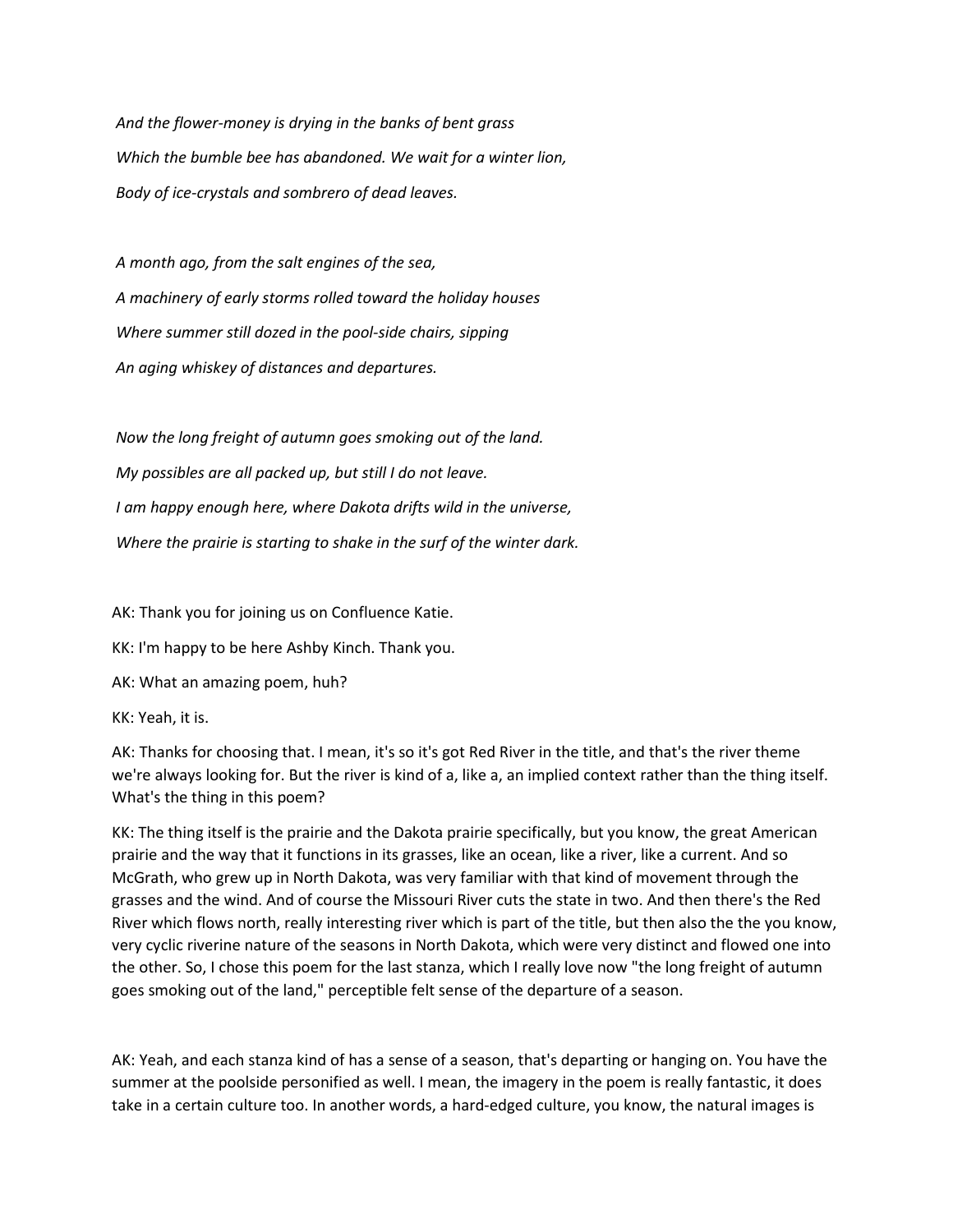*And the flower-money is drying in the banks of bent grass*

*Which the bumble bee has abandoned. We wait for a winter lion,*

*Body of ice-crystals and sombrero of dead leaves.*

*A month ago, from the salt engines of the sea,*

*A machinery of early storms rolled toward the holiday houses*

*Where summer still dozed in the pool-side chairs, sipping*

*An aging whiskey of distances and departures.*

*Now the long freight of autumn goes smoking out of the land.*

*My possibles are all packed up, but still I do not leave.*

*I am happy enough here, where Dakota drifts wild in the universe,*

*Where the prairie is starting to shake in the surf of the winter dark.*

AK: Thank you for joining us on Confluence Katie.

KK: I'm happy to be here Ashby Kinch. Thank you.

AK: What an amazing poem, huh?

KK: Yeah, it is.

AK: Thanks for choosing that. I mean, it's so it's got Red River in the title, and that's the river theme we're always looking for. But the river is kind of a, like a, an implied context rather than the thing itself. What's the thing in this poem?

KK: The thing itself is the prairie and the Dakota prairie specifically, but you know, the great American prairie and the way that it functions in its grasses, like an ocean, like a river, like a current. And so McGrath, who grew up in North Dakota, was very familiar with that kind of movement through the grasses and the wind. And of course the Missouri River cuts the state in two. And then there's the Red River which flows north, really interesting river which is part of the title, but then also the the you know, very cyclic riverine nature of the seasons in North Dakota, which were very distinct and flowed one into the other. So, I chose this poem for the last stanza, which I really love now "the long freight of autumn goes smoking out of the land," perceptible felt sense of the departure of a season.

AK: Yeah, and each stanza kind of has a sense of a season, that's departing or hanging on. You have the summer at the poolside personified as well. I mean, the imagery in the poem is really fantastic, it does take in a certain culture too. In another words, a hard-edged culture, you know, the natural images is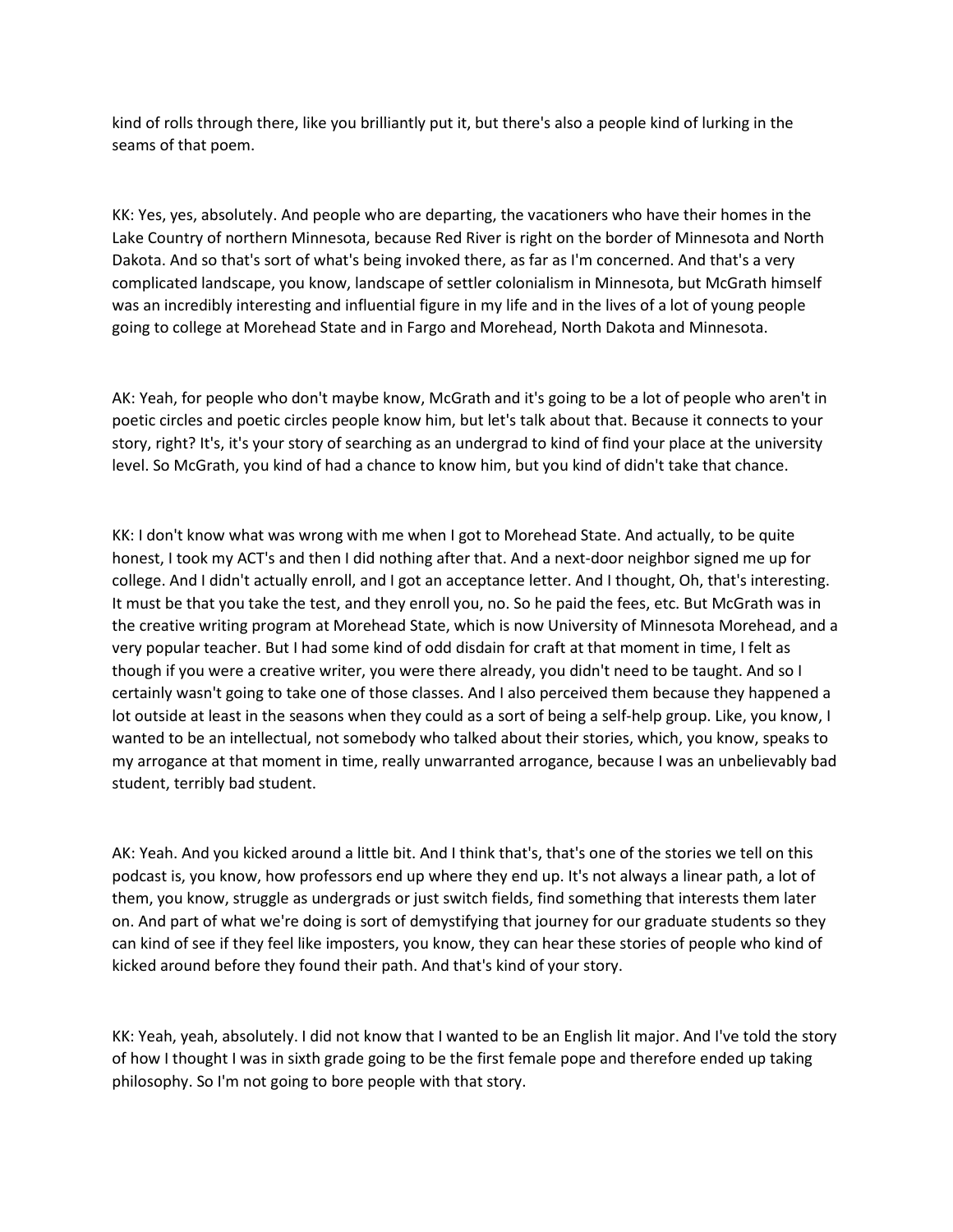kind of rolls through there, like you brilliantly put it, but there's also a people kind of lurking in the seams of that poem.

KK: Yes, yes, absolutely. And people who are departing, the vacationers who have their homes in the Lake Country of northern Minnesota, because Red River is right on the border of Minnesota and North Dakota. And so that's sort of what's being invoked there, as far as I'm concerned. And that's a very complicated landscape, you know, landscape of settler colonialism in Minnesota, but McGrath himself was an incredibly interesting and influential figure in my life and in the lives of a lot of young people going to college at Morehead State and in Fargo and Morehead, North Dakota and Minnesota.

AK: Yeah, for people who don't maybe know, McGrath and it's going to be a lot of people who aren't in poetic circles and poetic circles people know him, but let's talk about that. Because it connects to your story, right? It's, it's your story of searching as an undergrad to kind of find your place at the university level. So McGrath, you kind of had a chance to know him, but you kind of didn't take that chance.

KK: I don't know what was wrong with me when I got to Morehead State. And actually, to be quite honest, I took my ACT's and then I did nothing after that. And a next-door neighbor signed me up for college. And I didn't actually enroll, and I got an acceptance letter. And I thought, Oh, that's interesting. It must be that you take the test, and they enroll you, no. So he paid the fees, etc. But McGrath was in the creative writing program at Morehead State, which is now University of Minnesota Morehead, and a very popular teacher. But I had some kind of odd disdain for craft at that moment in time, I felt as though if you were a creative writer, you were there already, you didn't need to be taught. And so I certainly wasn't going to take one of those classes. And I also perceived them because they happened a lot outside at least in the seasons when they could as a sort of being a self-help group. Like, you know, I wanted to be an intellectual, not somebody who talked about their stories, which, you know, speaks to my arrogance at that moment in time, really unwarranted arrogance, because I was an unbelievably bad student, terribly bad student.

AK: Yeah. And you kicked around a little bit. And I think that's, that's one of the stories we tell on this podcast is, you know, how professors end up where they end up. It's not always a linear path, a lot of them, you know, struggle as undergrads or just switch fields, find something that interests them later on. And part of what we're doing is sort of demystifying that journey for our graduate students so they can kind of see if they feel like imposters, you know, they can hear these stories of people who kind of kicked around before they found their path. And that's kind of your story.

KK: Yeah, yeah, absolutely. I did not know that I wanted to be an English lit major. And I've told the story of how I thought I was in sixth grade going to be the first female pope and therefore ended up taking philosophy. So I'm not going to bore people with that story.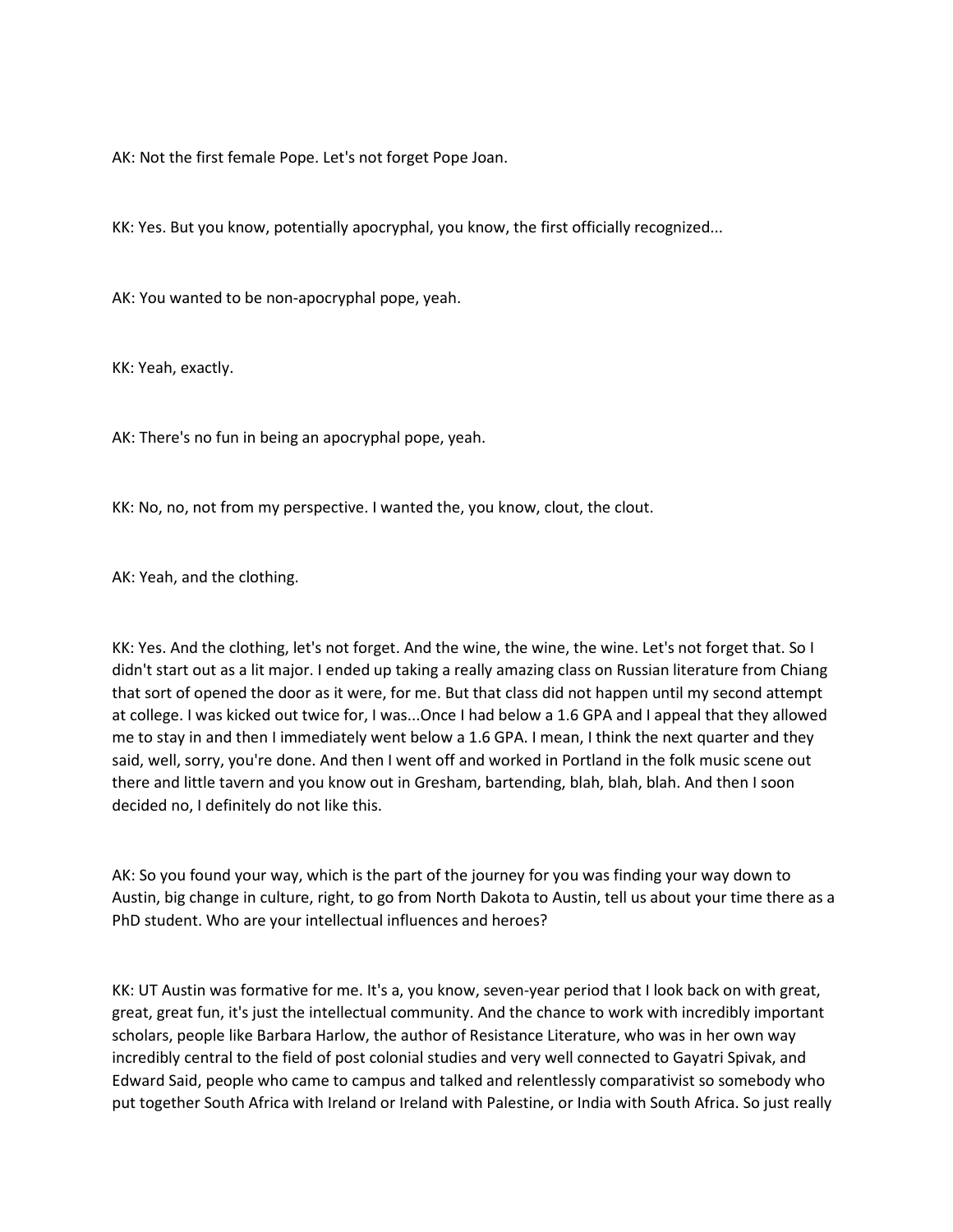AK: Not the first female Pope. Let's not forget Pope Joan.

KK: Yes. But you know, potentially apocryphal, you know, the first officially recognized...

AK: You wanted to be non-apocryphal pope, yeah.

KK: Yeah, exactly.

AK: There's no fun in being an apocryphal pope, yeah.

KK: No, no, not from my perspective. I wanted the, you know, clout, the clout.

AK: Yeah, and the clothing.

KK: Yes. And the clothing, let's not forget. And the wine, the wine, the wine. Let's not forget that. So I didn't start out as a lit major. I ended up taking a really amazing class on Russian literature from Chiang that sort of opened the door as it were, for me. But that class did not happen until my second attempt at college. I was kicked out twice for, I was...Once I had below a 1.6 GPA and I appeal that they allowed me to stay in and then I immediately went below a 1.6 GPA. I mean, I think the next quarter and they said, well, sorry, you're done. And then I went off and worked in Portland in the folk music scene out there and little tavern and you know out in Gresham, bartending, blah, blah, blah. And then I soon decided no, I definitely do not like this.

AK: So you found your way, which is the part of the journey for you was finding your way down to Austin, big change in culture, right, to go from North Dakota to Austin, tell us about your time there as a PhD student. Who are your intellectual influences and heroes?

KK: UT Austin was formative for me. It's a, you know, seven-year period that I look back on with great, great, great fun, it's just the intellectual community. And the chance to work with incredibly important scholars, people like Barbara Harlow, the author of Resistance Literature, who was in her own way incredibly central to the field of post colonial studies and very well connected to Gayatri Spivak, and Edward Said, people who came to campus and talked and relentlessly comparativist so somebody who put together South Africa with Ireland or Ireland with Palestine, or India with South Africa. So just really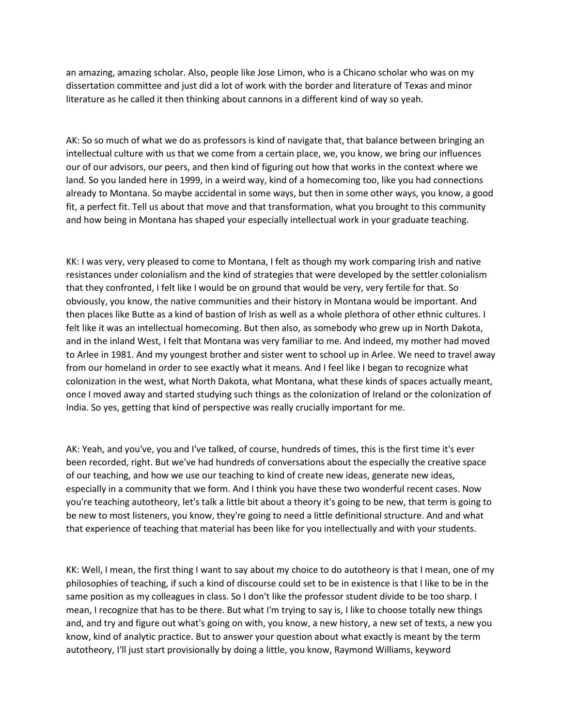an amazing, amazing scholar. Also, people like Jose Limon, who is a Chicano scholar who was on my dissertation committee and just did a lot of work with the border and literature of Texas and minor literature as he called it then thinking about cannons in a different kind of way so yeah.

AK: So so much of what we do as professors is kind of navigate that, that balance between bringing an intellectual culture with us that we come from a certain place, we, you know, we bring our influences our of our advisors, our peers, and then kind of figuring out how that works in the context where we land. So you landed here in 1999, in a weird way, kind of a homecoming too, like you had connections already to Montana. So maybe accidental in some ways, but then in some other ways, you know, a good fit, a perfect fit. Tell us about that move and that transformation, what you brought to this community and how being in Montana has shaped your especially intellectual work in your graduate teaching.

KK: I was very, very pleased to come to Montana, I felt as though my work comparing Irish and native resistances under colonialism and the kind of strategies that were developed by the settler colonialism that they confronted, I felt like I would be on ground that would be very, very fertile for that. So obviously, you know, the native communities and their history in Montana would be important. And then places like Butte as a kind of bastion of Irish as well as a whole plethora of other ethnic cultures. I felt like it was an intellectual homecoming. But then also, as somebody who grew up in North Dakota, and in the inland West, I felt that Montana was very familiar to me. And indeed, my mother had moved to Arlee in 1981. And my youngest brother and sister went to school up in Arlee. We need to travel away from our homeland in order to see exactly what it means. And I feel like I began to recognize what colonization in the west, what North Dakota, what Montana, what these kinds of spaces actually meant, once I moved away and started studying such things as the colonization of Ireland or the colonization of India. So yes, getting that kind of perspective was really crucially important for me.

AK: Yeah, and you've, you and I've talked, of course, hundreds of times, this is the first time it's ever been recorded, right. But we've had hundreds of conversations about the especially the creative space of our teaching, and how we use our teaching to kind of create new ideas, generate new ideas, especially in a community that we form. And I think you have these two wonderful recent cases. Now you're teaching autotheory, let's talk a little bit about a theory it's going to be new, that term is going to be new to most listeners, you know, they're going to need a little definitional structure. And and what that experience of teaching that material has been like for you intellectually and with your students.

KK: Well, I mean, the first thing I want to say about my choice to do autotheory is that I mean, one of my philosophies of teaching, if such a kind of discourse could set to be in existence is that I like to be in the same position as my colleagues in class. So I don't like the professor student divide to be too sharp. I mean, I recognize that has to be there. But what I'm trying to say is, I like to choose totally new things and, and try and figure out what's going on with, you know, a new history, a new set of texts, a new you know, kind of analytic practice. But to answer your question about what exactly is meant by the term autotheory, I'll just start provisionally by doing a little, you know, Raymond Williams, keyword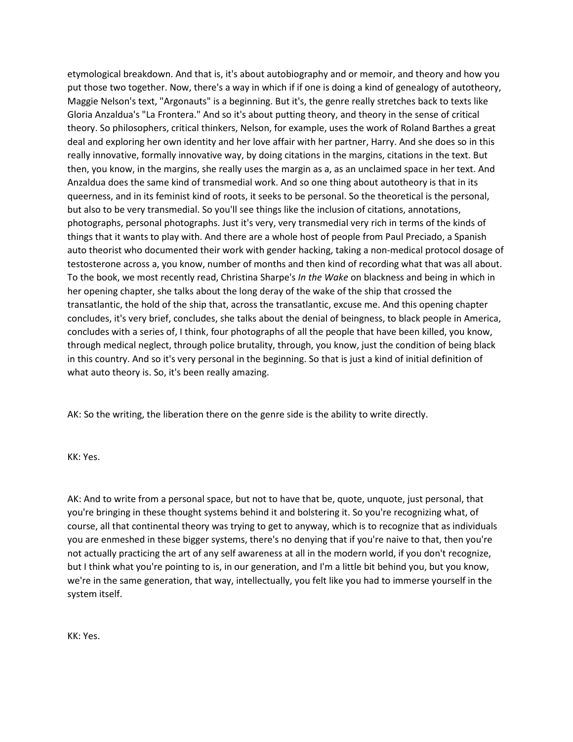etymological breakdown. And that is, it's about autobiography and or memoir, and theory and how you put those two together. Now, there's a way in which if if one is doing a kind of genealogy of autotheory, Maggie Nelson's text, "Argonauts" is a beginning. But it's, the genre really stretches back to texts like Gloria Anzaldua's "La Frontera." And so it's about putting theory, and theory in the sense of critical theory. So philosophers, critical thinkers, Nelson, for example, uses the work of Roland Barthes a great deal and exploring her own identity and her love affair with her partner, Harry. And she does so in this really innovative, formally innovative way, by doing citations in the margins, citations in the text. But then, you know, in the margins, she really uses the margin as a, as an unclaimed space in her text. And Anzaldua does the same kind of transmedial work. And so one thing about autotheory is that in its queerness, and in its feminist kind of roots, it seeks to be personal. So the theoretical is the personal, but also to be very transmedial. So you'll see things like the inclusion of citations, annotations, photographs, personal photographs. Just it's very, very transmedial very rich in terms of the kinds of things that it wants to play with. And there are a whole host of people from Paul Preciado, a Spanish auto theorist who documented their work with gender hacking, taking a non-medical protocol dosage of testosterone across a, you know, number of months and then kind of recording what that was all about. To the book, we most recently read, Christina Sharpe's *In the Wake* on blackness and being in which in her opening chapter, she talks about the long deray of the wake of the ship that crossed the transatlantic, the hold of the ship that, across the transatlantic, excuse me. And this opening chapter concludes, it's very brief, concludes, she talks about the denial of beingness, to black people in America, concludes with a series of, I think, four photographs of all the people that have been killed, you know, through medical neglect, through police brutality, through, you know, just the condition of being black in this country. And so it's very personal in the beginning. So that is just a kind of initial definition of what auto theory is. So, it's been really amazing.

AK: So the writing, the liberation there on the genre side is the ability to write directly.

KK: Yes.

AK: And to write from a personal space, but not to have that be, quote, unquote, just personal, that you're bringing in these thought systems behind it and bolstering it. So you're recognizing what, of course, all that continental theory was trying to get to anyway, which is to recognize that as individuals you are enmeshed in these bigger systems, there's no denying that if you're naive to that, then you're not actually practicing the art of any self awareness at all in the modern world, if you don't recognize, but I think what you're pointing to is, in our generation, and I'm a little bit behind you, but you know, we're in the same generation, that way, intellectually, you felt like you had to immerse yourself in the system itself.

KK: Yes.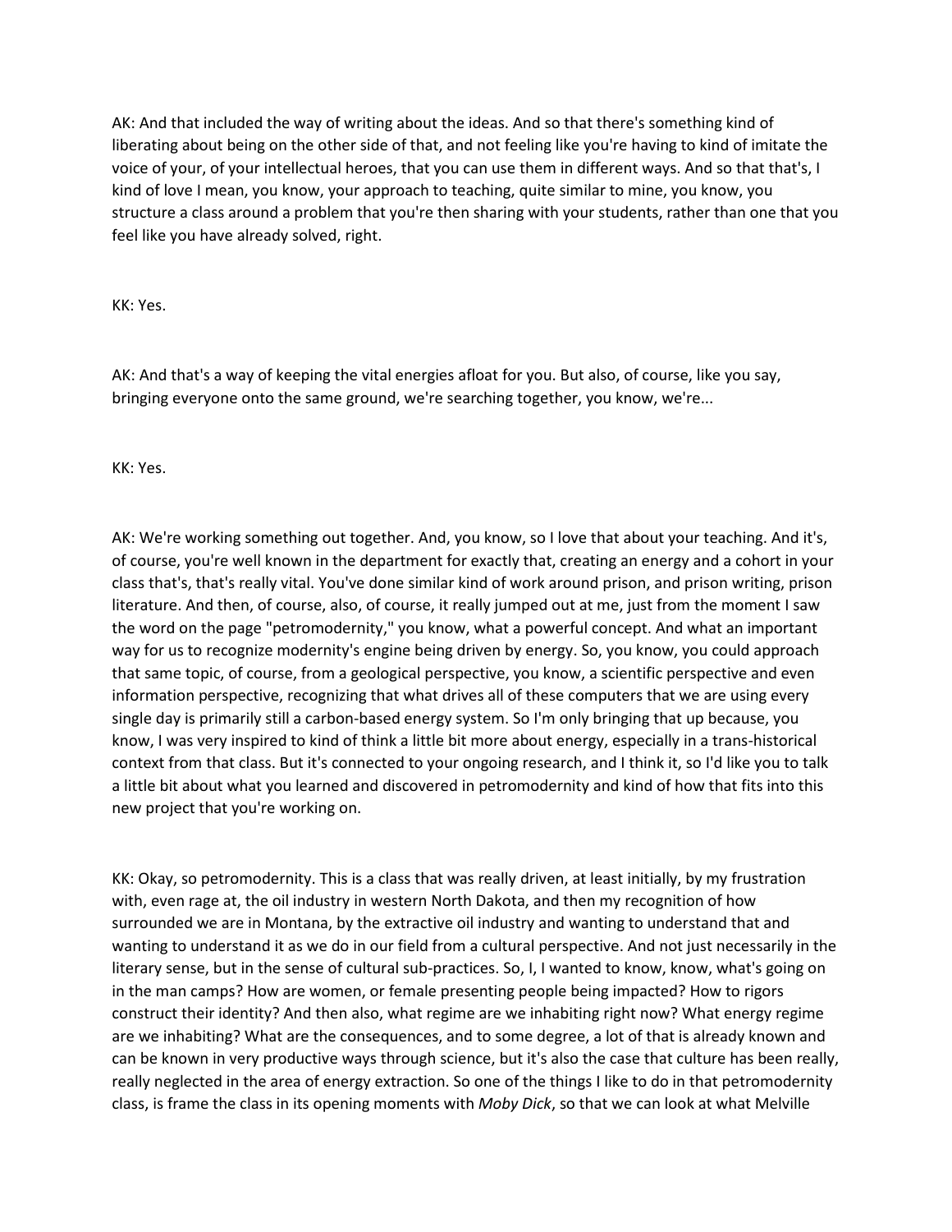AK: And that included the way of writing about the ideas. And so that there's something kind of liberating about being on the other side of that, and not feeling like you're having to kind of imitate the voice of your, of your intellectual heroes, that you can use them in different ways. And so that that's, I kind of love I mean, you know, your approach to teaching, quite similar to mine, you know, you structure a class around a problem that you're then sharing with your students, rather than one that you feel like you have already solved, right.

KK: Yes.

AK: And that's a way of keeping the vital energies afloat for you. But also, of course, like you say, bringing everyone onto the same ground, we're searching together, you know, we're...

KK: Yes.

AK: We're working something out together. And, you know, so I love that about your teaching. And it's, of course, you're well known in the department for exactly that, creating an energy and a cohort in your class that's, that's really vital. You've done similar kind of work around prison, and prison writing, prison literature. And then, of course, also, of course, it really jumped out at me, just from the moment I saw the word on the page "petromodernity," you know, what a powerful concept. And what an important way for us to recognize modernity's engine being driven by energy. So, you know, you could approach that same topic, of course, from a geological perspective, you know, a scientific perspective and even information perspective, recognizing that what drives all of these computers that we are using every single day is primarily still a carbon-based energy system. So I'm only bringing that up because, you know, I was very inspired to kind of think a little bit more about energy, especially in a trans-historical context from that class. But it's connected to your ongoing research, and I think it, so I'd like you to talk a little bit about what you learned and discovered in petromodernity and kind of how that fits into this new project that you're working on.

KK: Okay, so petromodernity. This is a class that was really driven, at least initially, by my frustration with, even rage at, the oil industry in western North Dakota, and then my recognition of how surrounded we are in Montana, by the extractive oil industry and wanting to understand that and wanting to understand it as we do in our field from a cultural perspective. And not just necessarily in the literary sense, but in the sense of cultural sub-practices. So, I, I wanted to know, know, what's going on in the man camps? How are women, or female presenting people being impacted? How to rigors construct their identity? And then also, what regime are we inhabiting right now? What energy regime are we inhabiting? What are the consequences, and to some degree, a lot of that is already known and can be known in very productive ways through science, but it's also the case that culture has been really, really neglected in the area of energy extraction. So one of the things I like to do in that petromodernity class, is frame the class in its opening moments with *Moby Dick*, so that we can look at what Melville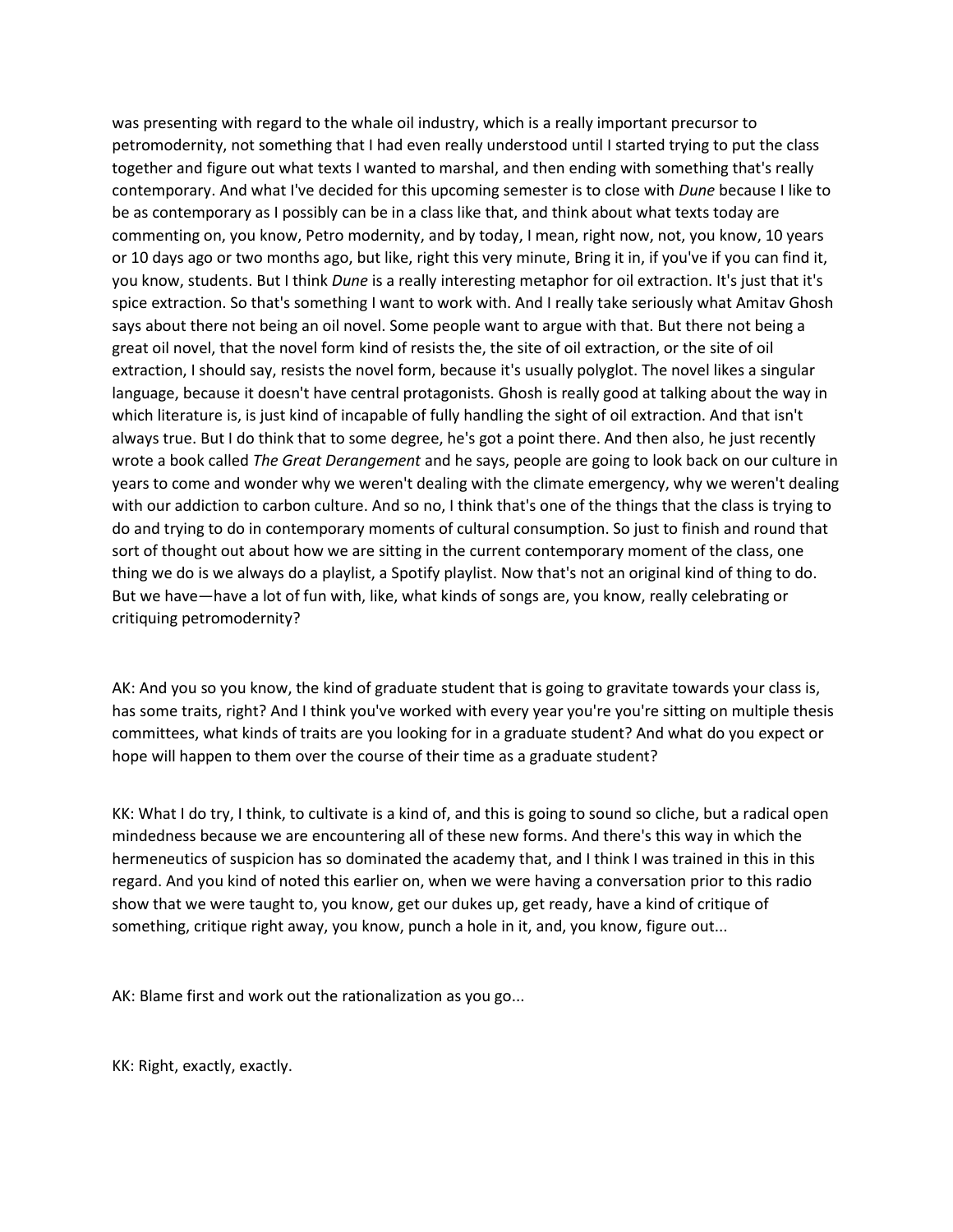was presenting with regard to the whale oil industry, which is a really important precursor to petromodernity, not something that I had even really understood until I started trying to put the class together and figure out what texts I wanted to marshal, and then ending with something that's really contemporary. And what I've decided for this upcoming semester is to close with *Dune* because I like to be as contemporary as I possibly can be in a class like that, and think about what texts today are commenting on, you know, Petro modernity, and by today, I mean, right now, not, you know, 10 years or 10 days ago or two months ago, but like, right this very minute, Bring it in, if you've if you can find it, you know, students. But I think *Dune* is a really interesting metaphor for oil extraction. It's just that it's spice extraction. So that's something I want to work with. And I really take seriously what Amitav Ghosh says about there not being an oil novel. Some people want to argue with that. But there not being a great oil novel, that the novel form kind of resists the, the site of oil extraction, or the site of oil extraction, I should say, resists the novel form, because it's usually polyglot. The novel likes a singular language, because it doesn't have central protagonists. Ghosh is really good at talking about the way in which literature is, is just kind of incapable of fully handling the sight of oil extraction. And that isn't always true. But I do think that to some degree, he's got a point there. And then also, he just recently wrote a book called *The Great Derangement* and he says, people are going to look back on our culture in years to come and wonder why we weren't dealing with the climate emergency, why we weren't dealing with our addiction to carbon culture. And so no, I think that's one of the things that the class is trying to do and trying to do in contemporary moments of cultural consumption. So just to finish and round that sort of thought out about how we are sitting in the current contemporary moment of the class, one thing we do is we always do a playlist, a Spotify playlist. Now that's not an original kind of thing to do. But we have—have a lot of fun with, like, what kinds of songs are, you know, really celebrating or critiquing petromodernity?

AK: And you so you know, the kind of graduate student that is going to gravitate towards your class is, has some traits, right? And I think you've worked with every year you're you're sitting on multiple thesis committees, what kinds of traits are you looking for in a graduate student? And what do you expect or hope will happen to them over the course of their time as a graduate student?

KK: What I do try, I think, to cultivate is a kind of, and this is going to sound so cliche, but a radical open mindedness because we are encountering all of these new forms. And there's this way in which the hermeneutics of suspicion has so dominated the academy that, and I think I was trained in this in this regard. And you kind of noted this earlier on, when we were having a conversation prior to this radio show that we were taught to, you know, get our dukes up, get ready, have a kind of critique of something, critique right away, you know, punch a hole in it, and, you know, figure out...

AK: Blame first and work out the rationalization as you go...

KK: Right, exactly, exactly.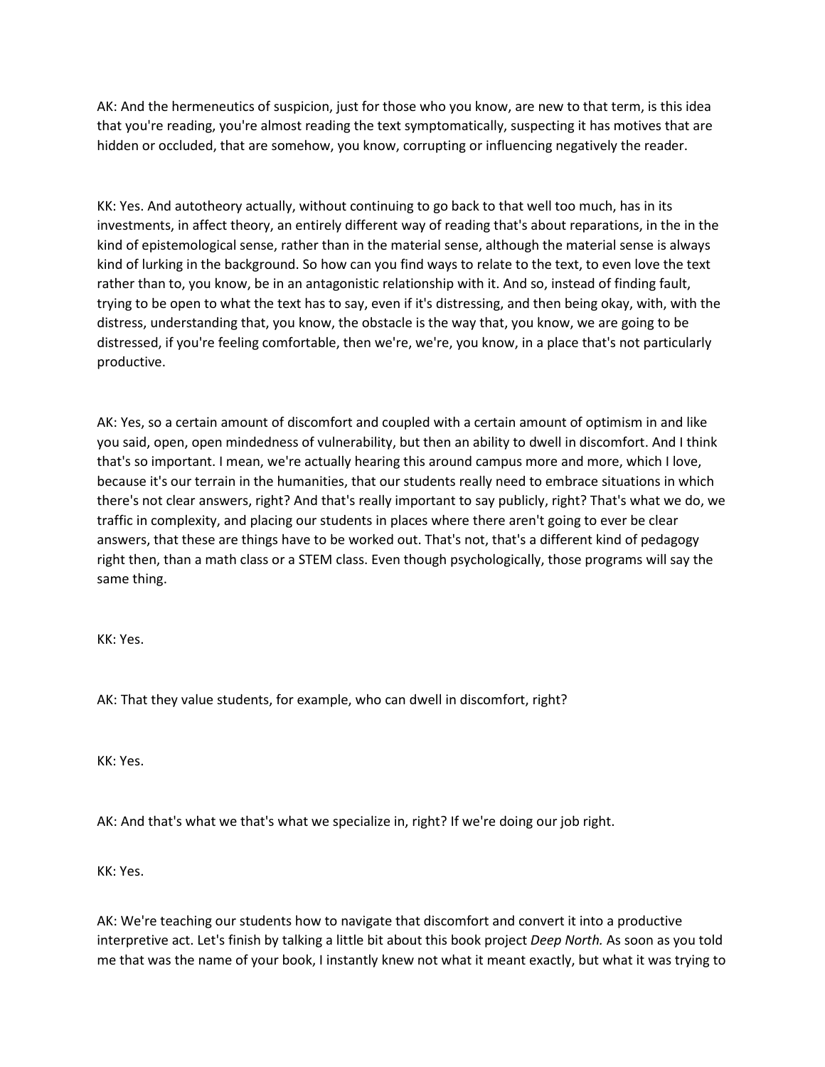AK: And the hermeneutics of suspicion, just for those who you know, are new to that term, is this idea that you're reading, you're almost reading the text symptomatically, suspecting it has motives that are hidden or occluded, that are somehow, you know, corrupting or influencing negatively the reader.

KK: Yes. And autotheory actually, without continuing to go back to that well too much, has in its investments, in affect theory, an entirely different way of reading that's about reparations, in the in the kind of epistemological sense, rather than in the material sense, although the material sense is always kind of lurking in the background. So how can you find ways to relate to the text, to even love the text rather than to, you know, be in an antagonistic relationship with it. And so, instead of finding fault, trying to be open to what the text has to say, even if it's distressing, and then being okay, with, with the distress, understanding that, you know, the obstacle is the way that, you know, we are going to be distressed, if you're feeling comfortable, then we're, we're, you know, in a place that's not particularly productive.

AK: Yes, so a certain amount of discomfort and coupled with a certain amount of optimism in and like you said, open, open mindedness of vulnerability, but then an ability to dwell in discomfort. And I think that's so important. I mean, we're actually hearing this around campus more and more, which I love, because it's our terrain in the humanities, that our students really need to embrace situations in which there's not clear answers, right? And that's really important to say publicly, right? That's what we do, we traffic in complexity, and placing our students in places where there aren't going to ever be clear answers, that these are things have to be worked out. That's not, that's a different kind of pedagogy right then, than a math class or a STEM class. Even though psychologically, those programs will say the same thing.

KK: Yes.

AK: That they value students, for example, who can dwell in discomfort, right?

KK: Yes.

AK: And that's what we that's what we specialize in, right? If we're doing our job right.

KK: Yes.

AK: We're teaching our students how to navigate that discomfort and convert it into a productive interpretive act. Let's finish by talking a little bit about this book project *Deep North.* As soon as you told me that was the name of your book, I instantly knew not what it meant exactly, but what it was trying to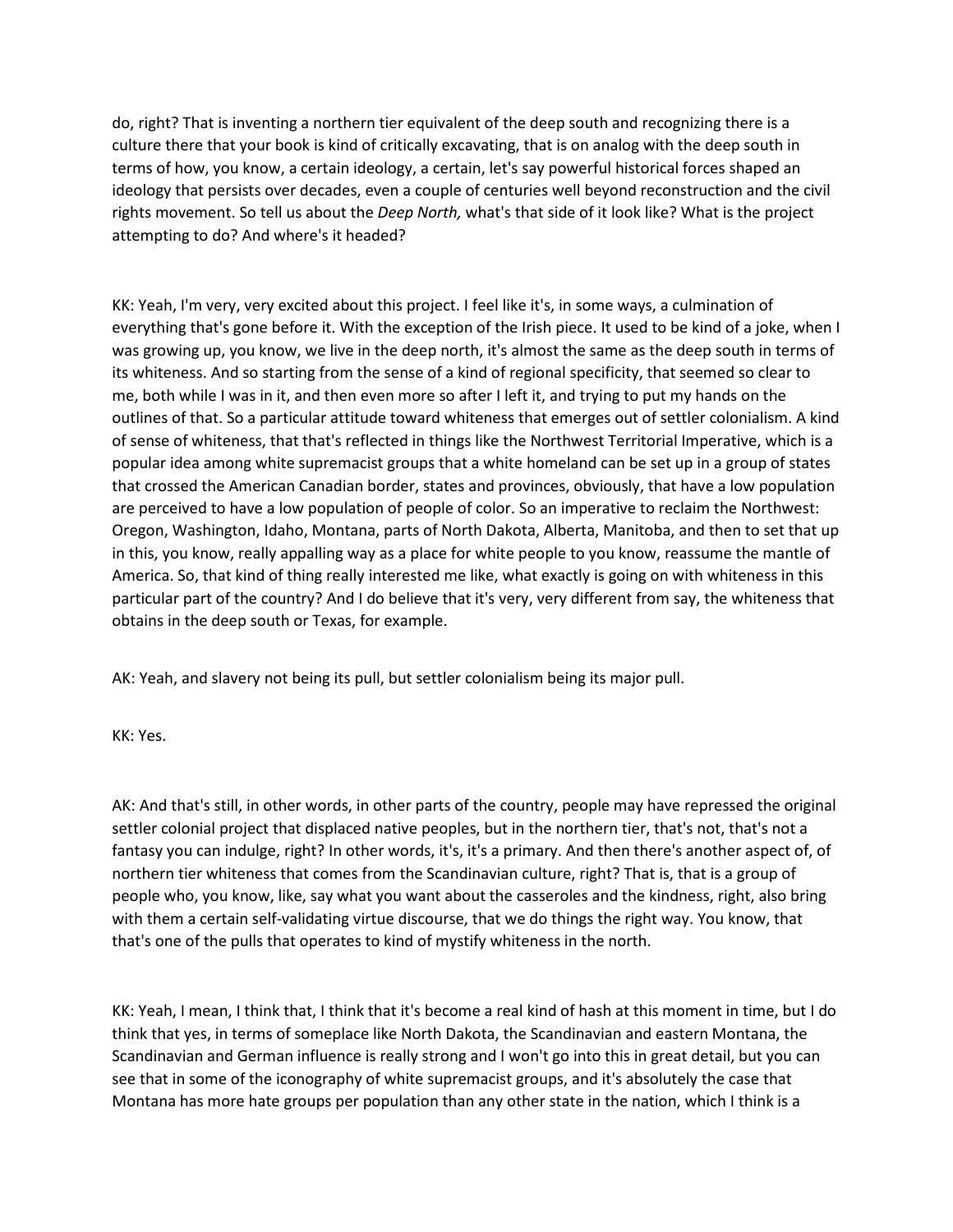do, right? That is inventing a northern tier equivalent of the deep south and recognizing there is a culture there that your book is kind of critically excavating, that is on analog with the deep south in terms of how, you know, a certain ideology, a certain, let's say powerful historical forces shaped an ideology that persists over decades, even a couple of centuries well beyond reconstruction and the civil rights movement. So tell us about the *Deep North,* what's that side of it look like? What is the project attempting to do? And where's it headed?

KK: Yeah, I'm very, very excited about this project. I feel like it's, in some ways, a culmination of everything that's gone before it. With the exception of the Irish piece. It used to be kind of a joke, when I was growing up, you know, we live in the deep north, it's almost the same as the deep south in terms of its whiteness. And so starting from the sense of a kind of regional specificity, that seemed so clear to me, both while I was in it, and then even more so after I left it, and trying to put my hands on the outlines of that. So a particular attitude toward whiteness that emerges out of settler colonialism. A kind of sense of whiteness, that that's reflected in things like the Northwest Territorial Imperative, which is a popular idea among white supremacist groups that a white homeland can be set up in a group of states that crossed the American Canadian border, states and provinces, obviously, that have a low population are perceived to have a low population of people of color. So an imperative to reclaim the Northwest: Oregon, Washington, Idaho, Montana, parts of North Dakota, Alberta, Manitoba, and then to set that up in this, you know, really appalling way as a place for white people to you know, reassume the mantle of America. So, that kind of thing really interested me like, what exactly is going on with whiteness in this particular part of the country? And I do believe that it's very, very different from say, the whiteness that obtains in the deep south or Texas, for example.

AK: Yeah, and slavery not being its pull, but settler colonialism being its major pull.

KK: Yes.

AK: And that's still, in other words, in other parts of the country, people may have repressed the original settler colonial project that displaced native peoples, but in the northern tier, that's not, that's not a fantasy you can indulge, right? In other words, it's, it's a primary. And then there's another aspect of, of northern tier whiteness that comes from the Scandinavian culture, right? That is, that is a group of people who, you know, like, say what you want about the casseroles and the kindness, right, also bring with them a certain self-validating virtue discourse, that we do things the right way. You know, that that's one of the pulls that operates to kind of mystify whiteness in the north.

KK: Yeah, I mean, I think that, I think that it's become a real kind of hash at this moment in time, but I do think that yes, in terms of someplace like North Dakota, the Scandinavian and eastern Montana, the Scandinavian and German influence is really strong and I won't go into this in great detail, but you can see that in some of the iconography of white supremacist groups, and it's absolutely the case that Montana has more hate groups per population than any other state in the nation, which I think is a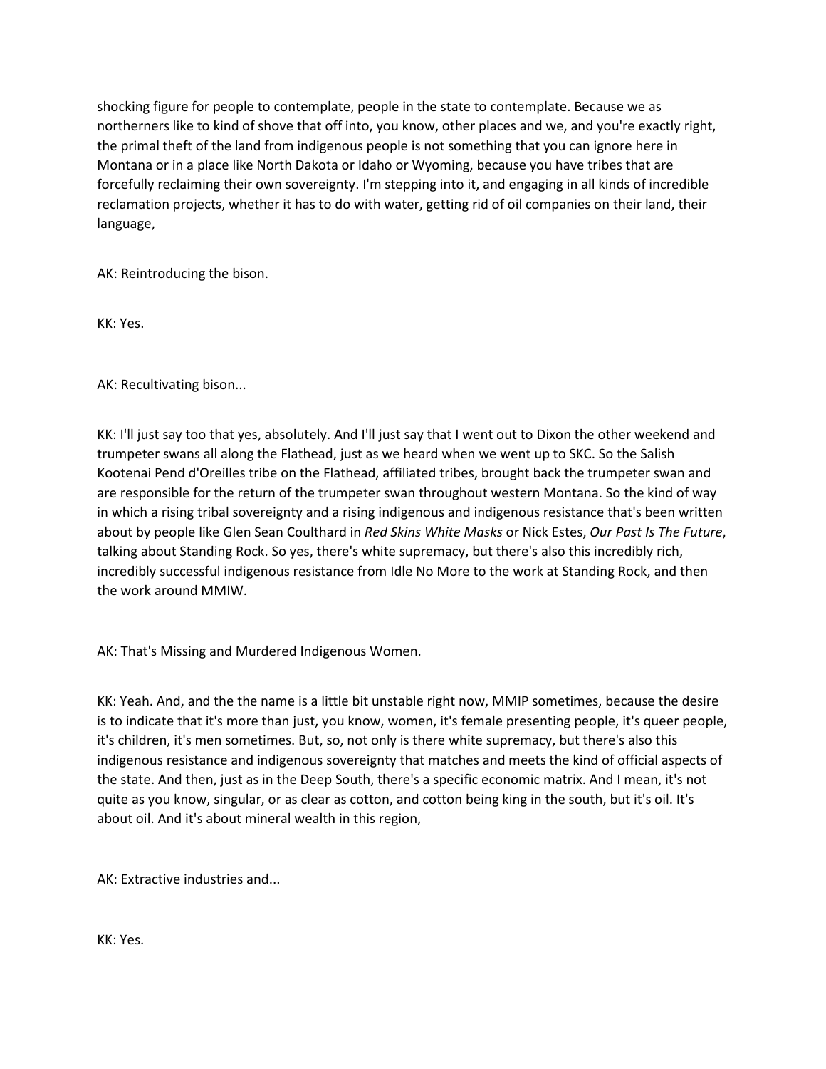shocking figure for people to contemplate, people in the state to contemplate. Because we as northerners like to kind of shove that off into, you know, other places and we, and you're exactly right, the primal theft of the land from indigenous people is not something that you can ignore here in Montana or in a place like North Dakota or Idaho or Wyoming, because you have tribes that are forcefully reclaiming their own sovereignty. I'm stepping into it, and engaging in all kinds of incredible reclamation projects, whether it has to do with water, getting rid of oil companies on their land, their language,

AK: Reintroducing the bison.

KK: Yes.

AK: Recultivating bison...

KK: I'll just say too that yes, absolutely. And I'll just say that I went out to Dixon the other weekend and trumpeter swans all along the Flathead, just as we heard when we went up to SKC. So the Salish Kootenai Pend d'Oreilles tribe on the Flathead, affiliated tribes, brought back the trumpeter swan and are responsible for the return of the trumpeter swan throughout western Montana. So the kind of way in which a rising tribal sovereignty and a rising indigenous and indigenous resistance that's been written about by people like Glen Sean Coulthard in *Red Skins White Masks* or Nick Estes, *Our Past Is The Future*, talking about Standing Rock. So yes, there's white supremacy, but there's also this incredibly rich, incredibly successful indigenous resistance from Idle No More to the work at Standing Rock, and then the work around MMIW.

AK: That's Missing and Murdered Indigenous Women.

KK: Yeah. And, and the the name is a little bit unstable right now, MMIP sometimes, because the desire is to indicate that it's more than just, you know, women, it's female presenting people, it's queer people, it's children, it's men sometimes. But, so, not only is there white supremacy, but there's also this indigenous resistance and indigenous sovereignty that matches and meets the kind of official aspects of the state. And then, just as in the Deep South, there's a specific economic matrix. And I mean, it's not quite as you know, singular, or as clear as cotton, and cotton being king in the south, but it's oil. It's about oil. And it's about mineral wealth in this region,

AK: Extractive industries and...

KK: Yes.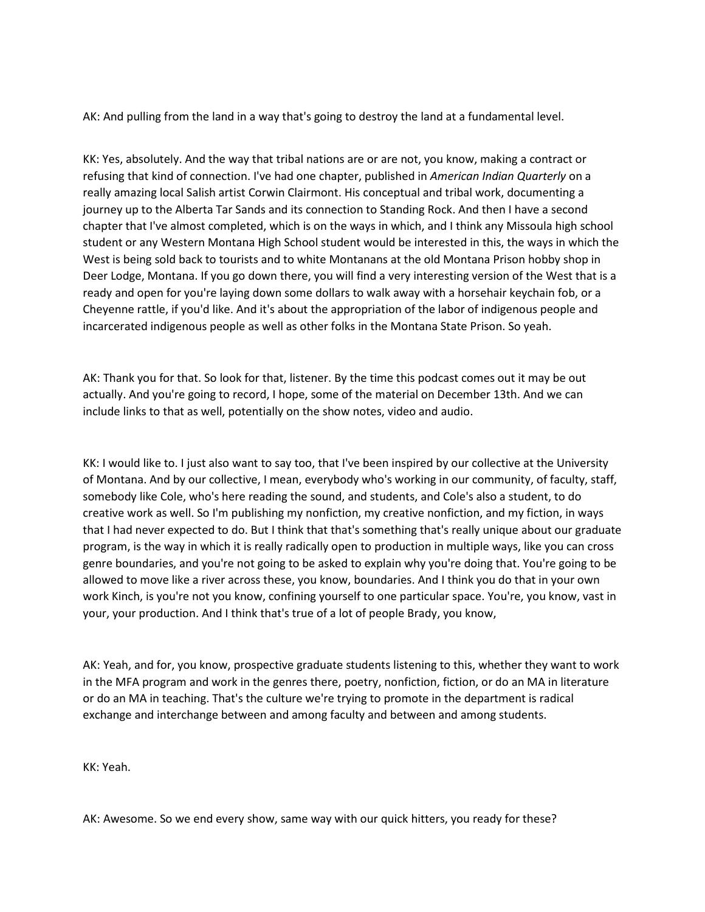AK: And pulling from the land in a way that's going to destroy the land at a fundamental level.

KK: Yes, absolutely. And the way that tribal nations are or are not, you know, making a contract or refusing that kind of connection. I've had one chapter, published in *American Indian Quarterly* on a really amazing local Salish artist Corwin Clairmont. His conceptual and tribal work, documenting a journey up to the Alberta Tar Sands and its connection to Standing Rock. And then I have a second chapter that I've almost completed, which is on the ways in which, and I think any Missoula high school student or any Western Montana High School student would be interested in this, the ways in which the West is being sold back to tourists and to white Montanans at the old Montana Prison hobby shop in Deer Lodge, Montana. If you go down there, you will find a very interesting version of the West that is a ready and open for you're laying down some dollars to walk away with a horsehair keychain fob, or a Cheyenne rattle, if you'd like. And it's about the appropriation of the labor of indigenous people and incarcerated indigenous people as well as other folks in the Montana State Prison. So yeah.

AK: Thank you for that. So look for that, listener. By the time this podcast comes out it may be out actually. And you're going to record, I hope, some of the material on December 13th. And we can include links to that as well, potentially on the show notes, video and audio.

KK: I would like to. I just also want to say too, that I've been inspired by our collective at the University of Montana. And by our collective, I mean, everybody who's working in our community, of faculty, staff, somebody like Cole, who's here reading the sound, and students, and Cole's also a student, to do creative work as well. So I'm publishing my nonfiction, my creative nonfiction, and my fiction, in ways that I had never expected to do. But I think that that's something that's really unique about our graduate program, is the way in which it is really radically open to production in multiple ways, like you can cross genre boundaries, and you're not going to be asked to explain why you're doing that. You're going to be allowed to move like a river across these, you know, boundaries. And I think you do that in your own work Kinch, is you're not you know, confining yourself to one particular space. You're, you know, vast in your, your production. And I think that's true of a lot of people Brady, you know,

AK: Yeah, and for, you know, prospective graduate students listening to this, whether they want to work in the MFA program and work in the genres there, poetry, nonfiction, fiction, or do an MA in literature or do an MA in teaching. That's the culture we're trying to promote in the department is radical exchange and interchange between and among faculty and between and among students.

KK: Yeah.

AK: Awesome. So we end every show, same way with our quick hitters, you ready for these?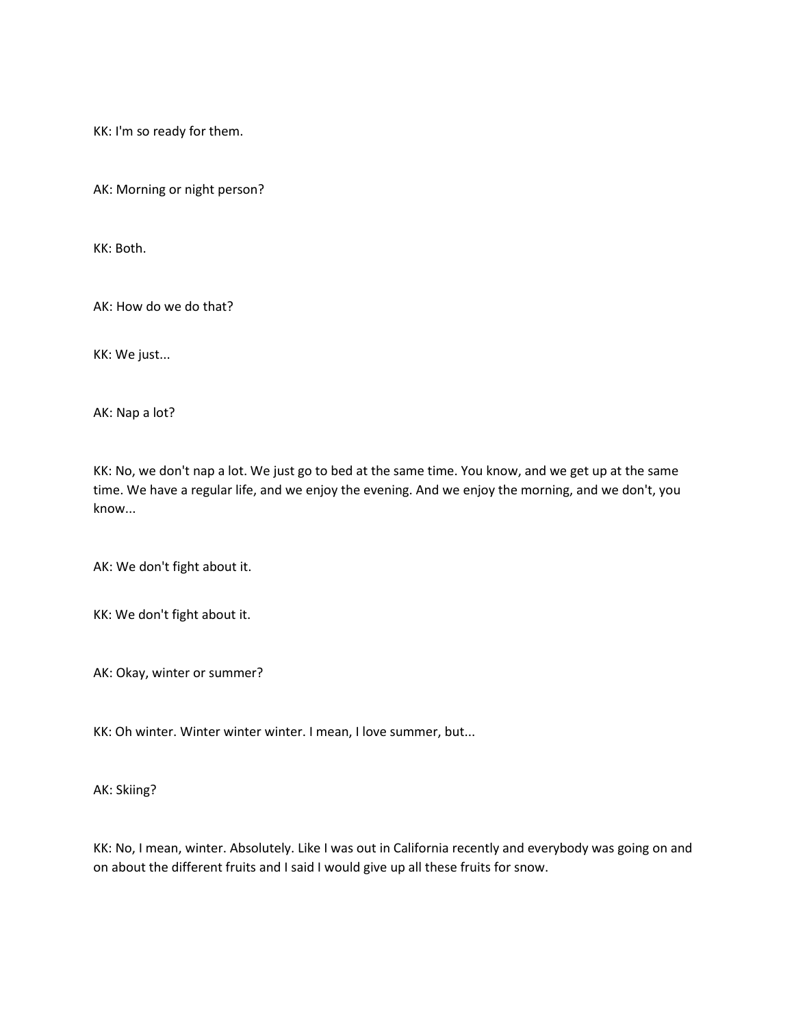KK: I'm so ready for them.

AK: Morning or night person?

KK: Both.

AK: How do we do that?

KK: We just...

AK: Nap a lot?

KK: No, we don't nap a lot. We just go to bed at the same time. You know, and we get up at the same time. We have a regular life, and we enjoy the evening. And we enjoy the morning, and we don't, you know...

AK: We don't fight about it.

KK: We don't fight about it.

AK: Okay, winter or summer?

KK: Oh winter. Winter winter winter. I mean, I love summer, but...

AK: Skiing?

KK: No, I mean, winter. Absolutely. Like I was out in California recently and everybody was going on and on about the different fruits and I said I would give up all these fruits for snow.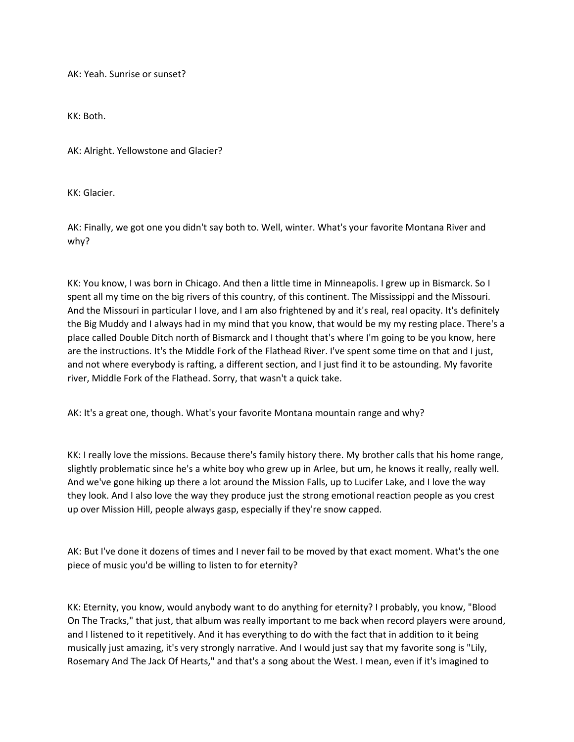AK: Yeah. Sunrise or sunset?

KK: Both.

AK: Alright. Yellowstone and Glacier?

KK: Glacier.

AK: Finally, we got one you didn't say both to. Well, winter. What's your favorite Montana River and why?

KK: You know, I was born in Chicago. And then a little time in Minneapolis. I grew up in Bismarck. So I spent all my time on the big rivers of this country, of this continent. The Mississippi and the Missouri. And the Missouri in particular I love, and I am also frightened by and it's real, real opacity. It's definitely the Big Muddy and I always had in my mind that you know, that would be my my resting place. There's a place called Double Ditch north of Bismarck and I thought that's where I'm going to be you know, here are the instructions. It's the Middle Fork of the Flathead River. I've spent some time on that and I just, and not where everybody is rafting, a different section, and I just find it to be astounding. My favorite river, Middle Fork of the Flathead. Sorry, that wasn't a quick take.

AK: It's a great one, though. What's your favorite Montana mountain range and why?

KK: I really love the missions. Because there's family history there. My brother calls that his home range, slightly problematic since he's a white boy who grew up in Arlee, but um, he knows it really, really well. And we've gone hiking up there a lot around the Mission Falls, up to Lucifer Lake, and I love the way they look. And I also love the way they produce just the strong emotional reaction people as you crest up over Mission Hill, people always gasp, especially if they're snow capped.

AK: But I've done it dozens of times and I never fail to be moved by that exact moment. What's the one piece of music you'd be willing to listen to for eternity?

KK: Eternity, you know, would anybody want to do anything for eternity? I probably, you know, "Blood On The Tracks," that just, that album was really important to me back when record players were around, and I listened to it repetitively. And it has everything to do with the fact that in addition to it being musically just amazing, it's very strongly narrative. And I would just say that my favorite song is "Lily, Rosemary And The Jack Of Hearts," and that's a song about the West. I mean, even if it's imagined to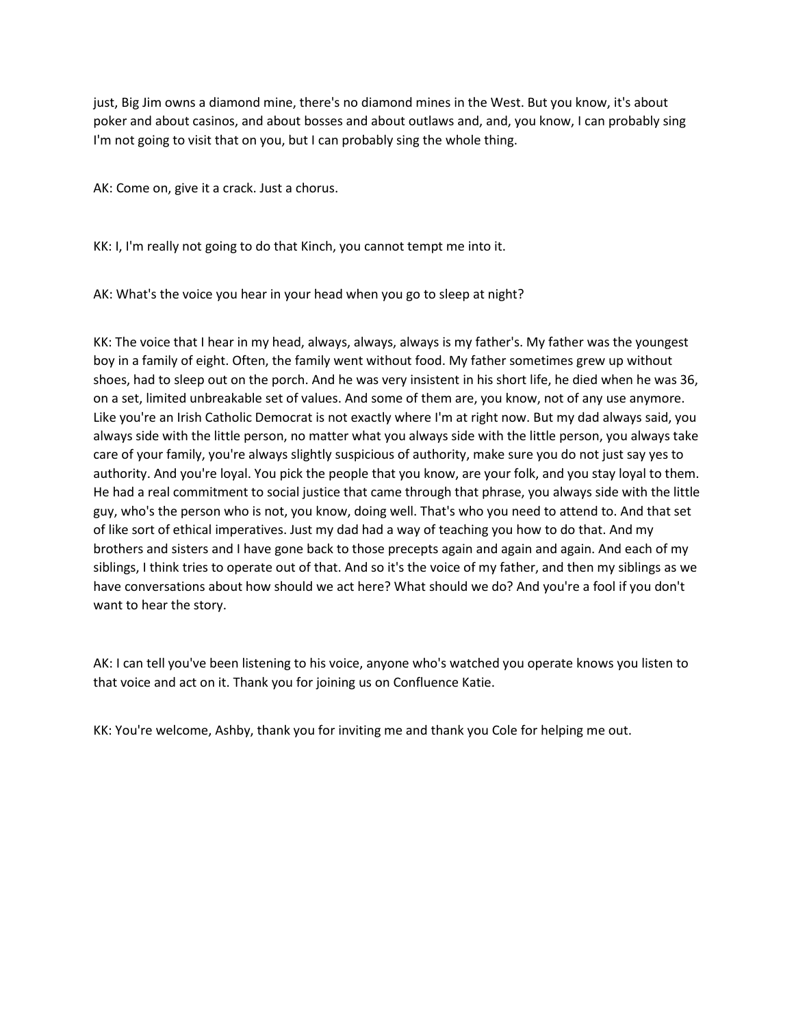just, Big Jim owns a diamond mine, there's no diamond mines in the West. But you know, it's about poker and about casinos, and about bosses and about outlaws and, and, you know, I can probably sing I'm not going to visit that on you, but I can probably sing the whole thing.

AK: Come on, give it a crack. Just a chorus.

KK: I, I'm really not going to do that Kinch, you cannot tempt me into it.

AK: What's the voice you hear in your head when you go to sleep at night?

KK: The voice that I hear in my head, always, always, always is my father's. My father was the youngest boy in a family of eight. Often, the family went without food. My father sometimes grew up without shoes, had to sleep out on the porch. And he was very insistent in his short life, he died when he was 36, on a set, limited unbreakable set of values. And some of them are, you know, not of any use anymore. Like you're an Irish Catholic Democrat is not exactly where I'm at right now. But my dad always said, you always side with the little person, no matter what you always side with the little person, you always take care of your family, you're always slightly suspicious of authority, make sure you do not just say yes to authority. And you're loyal. You pick the people that you know, are your folk, and you stay loyal to them. He had a real commitment to social justice that came through that phrase, you always side with the little guy, who's the person who is not, you know, doing well. That's who you need to attend to. And that set of like sort of ethical imperatives. Just my dad had a way of teaching you how to do that. And my brothers and sisters and I have gone back to those precepts again and again and again. And each of my siblings, I think tries to operate out of that. And so it's the voice of my father, and then my siblings as we have conversations about how should we act here? What should we do? And you're a fool if you don't want to hear the story.

AK: I can tell you've been listening to his voice, anyone who's watched you operate knows you listen to that voice and act on it. Thank you for joining us on Confluence Katie.

KK: You're welcome, Ashby, thank you for inviting me and thank you Cole for helping me out.